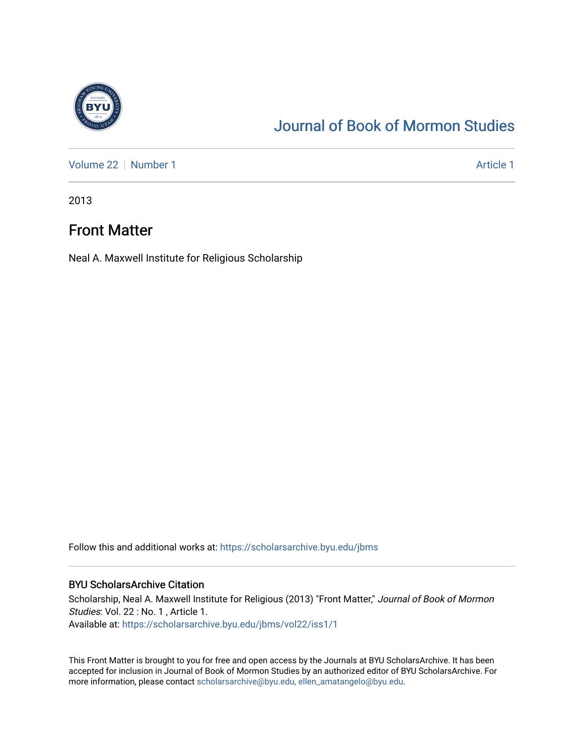# Journal of Book of Mormon Studies

Volume 22 | Number 1 | Article 1

2013

## Front Matter

Neal A. Maxwell Institute for Religious Scholarship

Follow this and additional works at: https://scholarsarchive.byu.edu/jbms

### BYU ScholarsArchive Citation

Scholarship, Neal A. Maxwell Institute for Religious (2013) "Front Matter," *Journal of Book of Mormon Studies*: Vol. 22 : No. 1 , Article 1.
Available at: https://scholarsarchive.byu.edu/jbms/vol22/iss1/1

This Front Matter is brought to you for free and open access by the Journals at BYU ScholarsArchive. It has been accepted for inclusion in Journal of Book of Mormon Studies by an authorized editor of BYU ScholarsArchive. For more information, please contact scholarsarchive@byu.edu, ellen_amatangelo@byu.edu.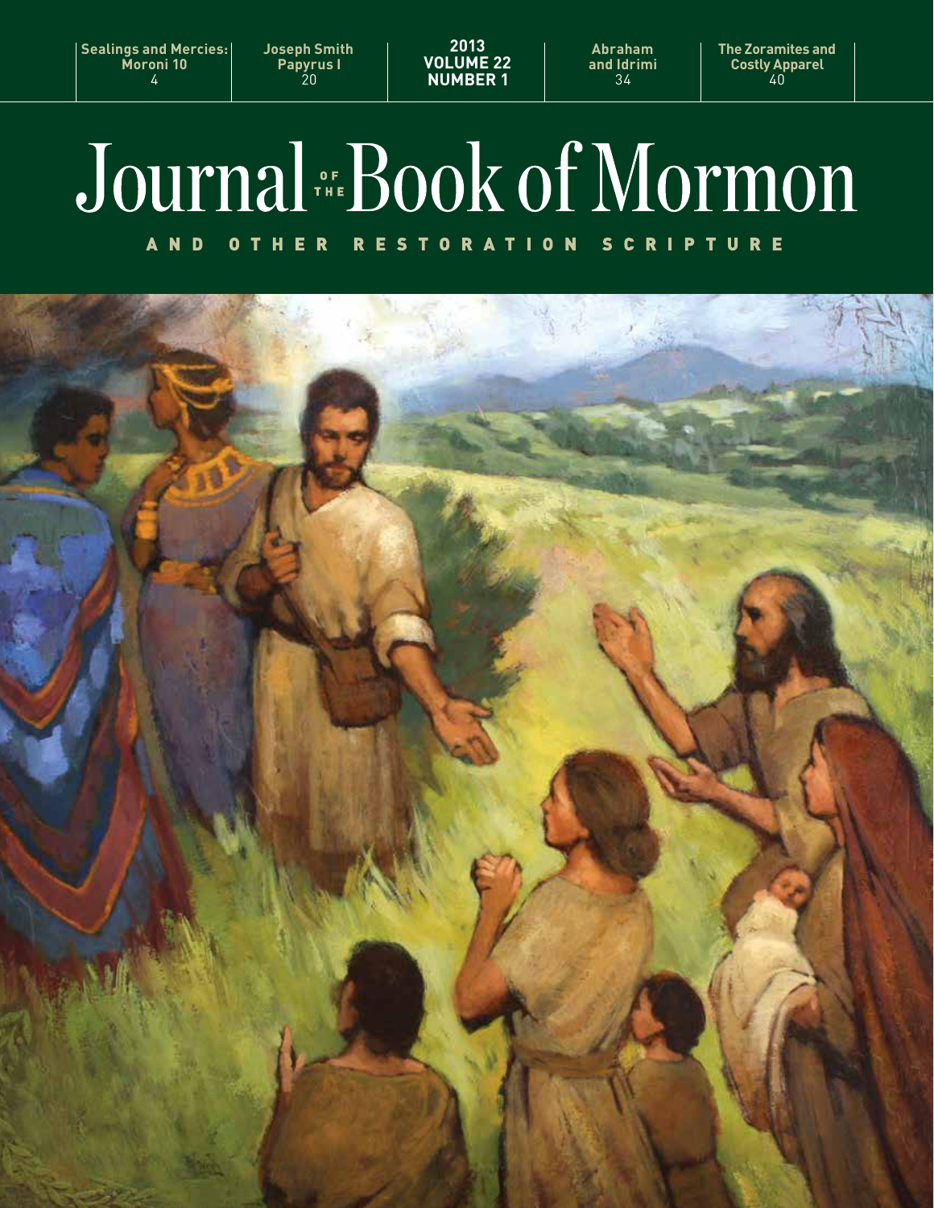| Sealings and Mercies: Moroni 10 | Joseph Smith Papyrus I | 2013 VOLUME 22 NUMBER 1 | Abraham and Idrimi | The Zoramites and Costly Apparel |
|---|---|---|---|---|
| 4 | 20 | | 34 | 40 |

# Journal of the Book of Mormon

## AND OTHER RESTORATION SCRIPTURE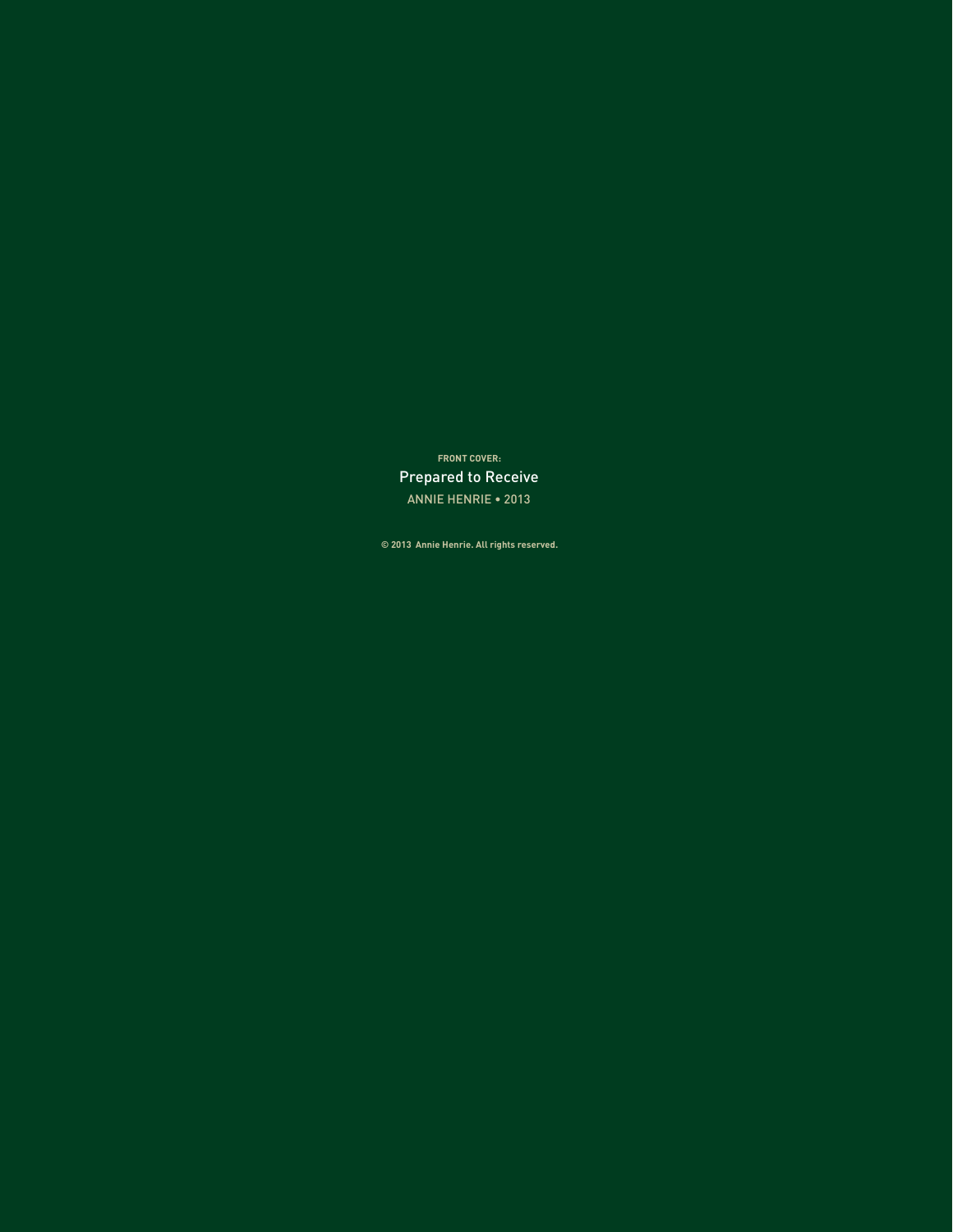**FRONT COVER:**

Prepared to Receive

ANNIE HENRIE • 2013

**© 2013 Annie Henrie. All rights reserved.**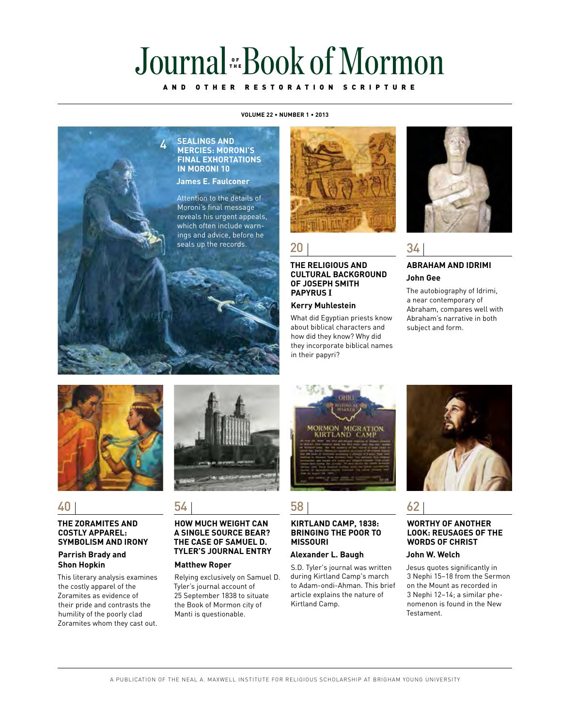# Journal of the Book of Mormon

AND OTHER RESTORATION SCRIPTURE

**VOLUME 22 • NUMBER 1 • 2013**

4 **SEALINGS AND MERCIES: MORONI'S FINAL EXHORTATIONS IN MORONI 10**

**James E. Faulconer**

Attention to the details of Moroni's final message reveals his urgent appeals, which often include warnings and advice, before he seals up the records.

20 **THE RELIGIOUS AND CULTURAL BACKGROUND OF JOSEPH SMITH PAPYRUS I**

**Kerry Muhlestein**

What did Egyptian priests know about biblical characters and how did they know? Why did they incorporate biblical names in their papyri?

34 **ABRAHAM AND IDRIMI**

**John Gee**

The autobiography of Idrimi, a near contemporary of Abraham, compares well with Abraham's narrative in both subject and form.

40 **THE ZORAMITES AND COSTLY APPAREL: SYMBOLISM AND IRONY**

**Parrish Brady and Shon Hopkin**

This literary analysis examines the costly apparel of the Zoramites as evidence of their pride and contrasts the humility of the poorly clad Zoramites whom they cast out.

54 **HOW MUCH WEIGHT CAN A SINGLE SOURCE BEAR? THE CASE OF SAMUEL D. TYLER'S JOURNAL ENTRY**

**Matthew Roper**

Relying exclusively on Samuel D. Tyler's journal account of 25 September 1838 to situate the Book of Mormon city of Manti is questionable.

58 **KIRTLAND CAMP, 1838: BRINGING THE POOR TO MISSOURI**

**Alexander L. Baugh**

S.D. Tyler's journal was written during Kirtland Camp's march to Adam-ondi-Ahman. This brief article explains the nature of Kirtland Camp.

62 **WORTHY OF ANOTHER LOOK: REUSAGES OF THE WORDS OF CHRIST**

**John W. Welch**

Jesus quotes significantly in 3 Nephi 15–18 from the Sermon on the Mount as recorded in 3 Nephi 12–14; a similar phenomenon is found in the New Testament.

A PUBLICATION OF THE NEAL A. MAXWELL INSTITUTE FOR RELIGIOUS SCHOLARSHIP AT BRIGHAM YOUNG UNIVERSITY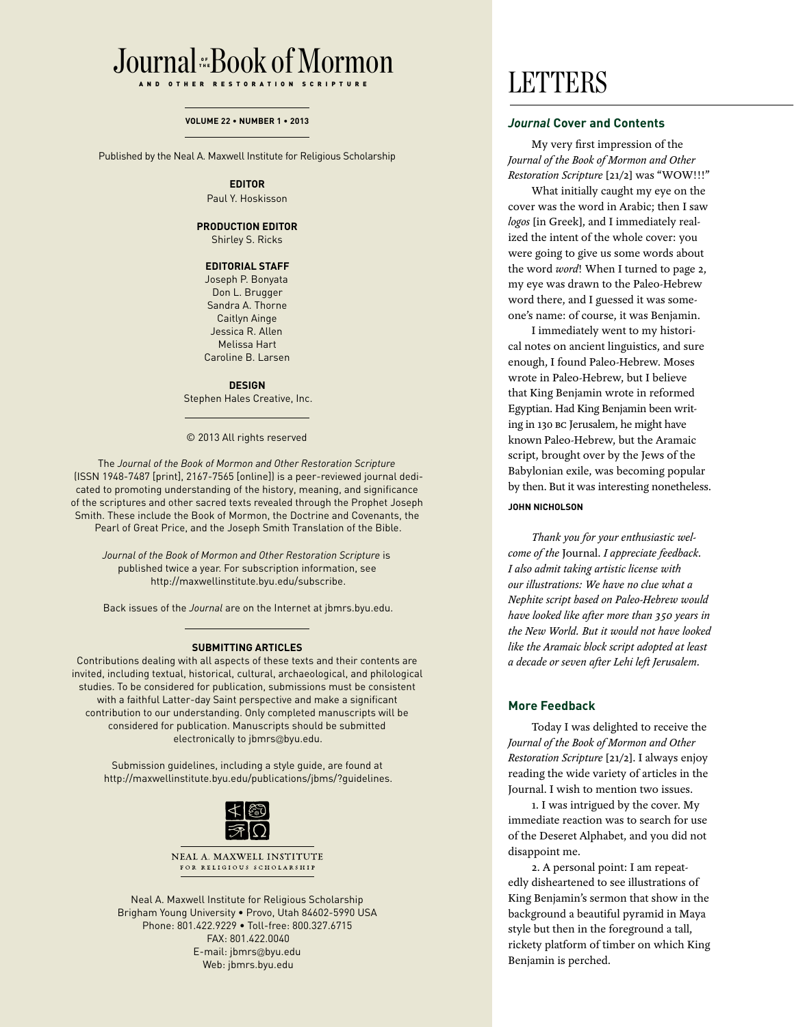# Journal of the Book of Mormon

**AND OTHER RESTORATION SCRIPTURE**

**VOLUME 22 • NUMBER 1 • 2013**

Published by the Neal A. Maxwell Institute for Religious Scholarship

**EDITOR**
Paul Y. Hoskisson

**PRODUCTION EDITOR**
Shirley S. Ricks

**EDITORIAL STAFF**
Joseph P. Bonyata
Don L. Brugger
Sandra A. Thorne
Caitlyn Ainge
Jessica R. Allen
Melissa Hart
Caroline B. Larsen

**DESIGN**
Stephen Hales Creative, Inc.

© 2013 All rights reserved

The *Journal of the Book of Mormon and Other Restoration Scripture* (ISSN 1948-7487 [print], 2167-7565 [online]) is a peer-reviewed journal dedicated to promoting understanding of the history, meaning, and significance of the scriptures and other sacred texts revealed through the Prophet Joseph Smith. These include the Book of Mormon, the Doctrine and Covenants, the Pearl of Great Price, and the Joseph Smith Translation of the Bible.

*Journal of the Book of Mormon and Other Restoration Scripture* is published twice a year. For subscription information, see http://maxwellinstitute.byu.edu/subscribe.

Back issues of the *Journal* are on the Internet at jbmrs.byu.edu.

**SUBMITTING ARTICLES**

Contributions dealing with all aspects of these texts and their contents are invited, including textual, historical, cultural, archaeological, and philological studies. To be considered for publication, submissions must be consistent with a faithful Latter-day Saint perspective and make a significant contribution to our understanding. Only completed manuscripts will be considered for publication. Manuscripts should be submitted electronically to jbmrs@byu.edu.

Submission guidelines, including a style guide, are found at http://maxwellinstitute.byu.edu/publications/jbms/?guidelines.

NEAL A. MAXWELL INSTITUTE FOR RELIGIOUS SCHOLARSHIP

Neal A. Maxwell Institute for Religious Scholarship
Brigham Young University • Provo, Utah 84602-5990 USA
Phone: 801.422.9229 • Toll-free: 800.327.6715
FAX: 801.422.0040
E-mail: jbmrs@byu.edu
Web: jbmrs.byu.edu

# LETTERS

### *Journal* Cover and Contents

My very first impression of the *Journal of the Book of Mormon and Other Restoration Scripture* [21/2] was "WOW!!!"

What initially caught my eye on the cover was the word in Arabic; then I saw *logos* [in Greek], and I immediately realized the intent of the whole cover: you were going to give us some words about the word *word*! When I turned to page 2, my eye was drawn to the Paleo-Hebrew word there, and I guessed it was someone's name: of course, it was Benjamin.

I immediately went to my historical notes on ancient linguistics, and sure enough, I found Paleo-Hebrew. Moses wrote in Paleo-Hebrew, but I believe that King Benjamin wrote in reformed Egyptian. Had King Benjamin been writing in 130 BC Jerusalem, he might have known Paleo-Hebrew, but the Aramaic script, brought over by the Jews of the Babylonian exile, was becoming popular by then. But it was interesting nonetheless.

**JOHN NICHOLSON**

*Thank you for your enthusiastic welcome of the* Journal. *I appreciate feedback. I also admit taking artistic license with our illustrations: We have no clue what a Nephite script based on Paleo-Hebrew would have looked like after more than 350 years in the New World. But it would not have looked like the Aramaic block script adopted at least a decade or seven after Lehi left Jerusalem.*

### More Feedback

Today I was delighted to receive the *Journal of the Book of Mormon and Other Restoration Scripture* [21/2]. I always enjoy reading the wide variety of articles in the Journal. I wish to mention two issues.

1. I was intrigued by the cover. My immediate reaction was to search for use of the Deseret Alphabet, and you did not disappoint me.

2. A personal point: I am repeatedly disheartened to see illustrations of King Benjamin's sermon that show in the background a beautiful pyramid in Maya style but then in the foreground a tall, rickety platform of timber on which King Benjamin is perched.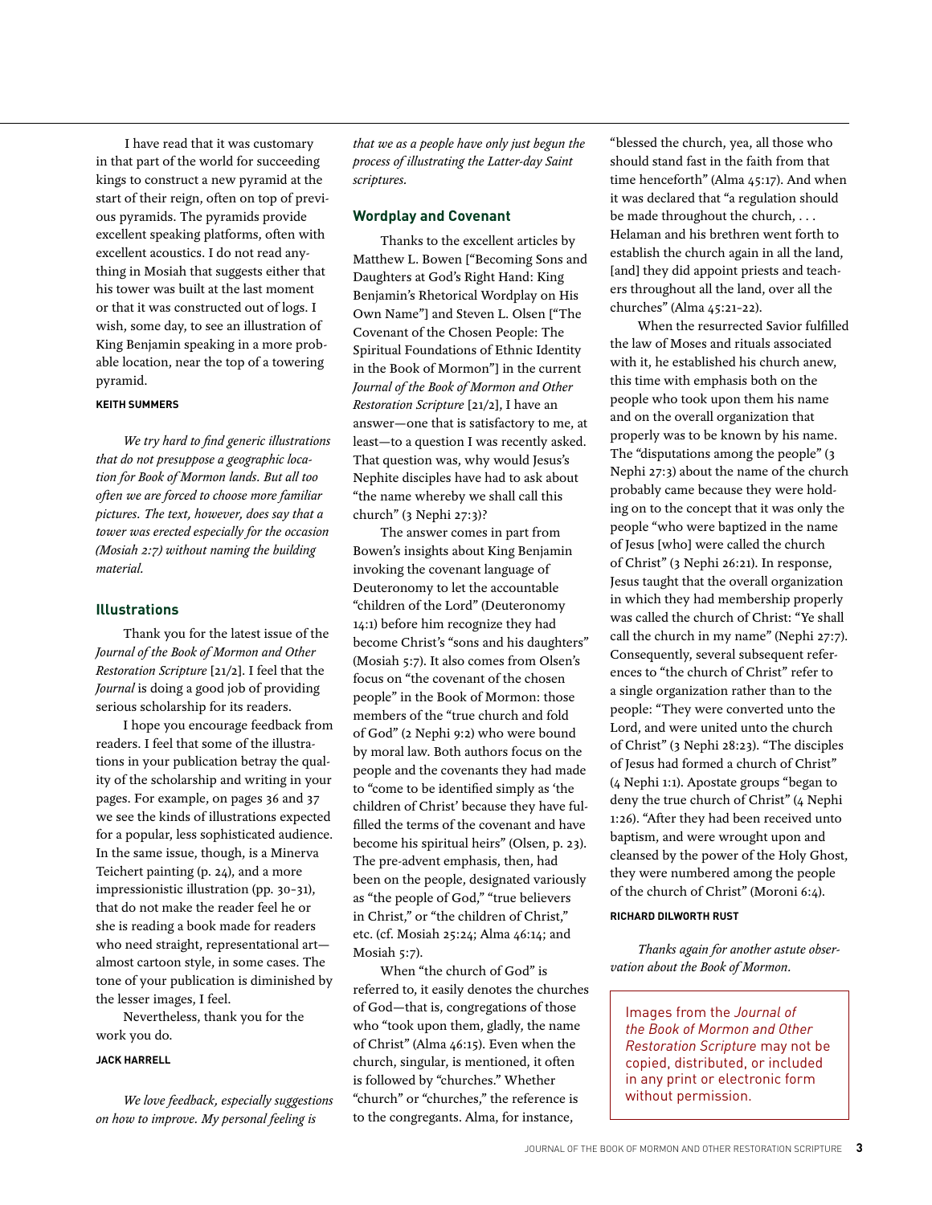I have read that it was customary in that part of the world for succeeding kings to construct a new pyramid at the start of their reign, often on top of previous pyramids. The pyramids provide excellent speaking platforms, often with excellent acoustics. I do not read anything in Mosiah that suggests either that his tower was built at the last moment or that it was constructed out of logs. I wish, some day, to see an illustration of King Benjamin speaking in a more probable location, near the top of a towering pyramid.

**KEITH SUMMERS**

*We try hard to find generic illustrations that do not presuppose a geographic location for Book of Mormon lands. But all too often we are forced to choose more familiar pictures. The text, however, does say that a tower was erected especially for the occasion (Mosiah 2:7) without naming the building material.*

## Illustrations

Thank you for the latest issue of the *Journal of the Book of Mormon and Other Restoration Scripture* [21/2]. I feel that the *Journal* is doing a good job of providing serious scholarship for its readers.

I hope you encourage feedback from readers. I feel that some of the illustrations in your publication betray the quality of the scholarship and writing in your pages. For example, on pages 36 and 37 we see the kinds of illustrations expected for a popular, less sophisticated audience. In the same issue, though, is a Minerva Teichert painting (p. 24), and a more impressionistic illustration (pp. 30–31), that do not make the reader feel he or she is reading a book made for readers who need straight, representational art—almost cartoon style, in some cases. The tone of your publication is diminished by the lesser images, I feel.

Nevertheless, thank you for the work you do.

**JACK HARRELL**

*We love feedback, especially suggestions on how to improve. My personal feeling is that we as a people have only just begun the process of illustrating the Latter-day Saint scriptures.*

## Wordplay and Covenant

Thanks to the excellent articles by Matthew L. Bowen ["Becoming Sons and Daughters at God's Right Hand: King Benjamin's Rhetorical Wordplay on His Own Name"] and Steven L. Olsen ["The Covenant of the Chosen People: The Spiritual Foundations of Ethnic Identity in the Book of Mormon"] in the current *Journal of the Book of Mormon and Other Restoration Scripture* [21/2], I have an answer—one that is satisfactory to me, at least—to a question I was recently asked. That question was, why would Jesus's Nephite disciples have had to ask about "the name whereby we shall call this church" (3 Nephi 27:3)?

The answer comes in part from Bowen's insights about King Benjamin invoking the covenant language of Deuteronomy to let the accountable "children of the Lord" (Deuteronomy 14:1) before him recognize they had become Christ's "sons and his daughters" (Mosiah 5:7). It also comes from Olsen's focus on "the covenant of the chosen people" in the Book of Mormon: those members of the "true church and fold of God" (2 Nephi 9:2) who were bound by moral law. Both authors focus on the people and the covenants they had made to "come to be identified simply as 'the children of Christ' because they have fulfilled the terms of the covenant and have become his spiritual heirs" (Olsen, p. 23). The pre-advent emphasis, then, had been on the people, designated variously as "the people of God," "true believers in Christ," or "the children of Christ," etc. (cf. Mosiah 25:24; Alma 46:14; and Mosiah 5:7).

When "the church of God" is referred to, it easily denotes the churches of God—that is, congregations of those who "took upon them, gladly, the name of Christ" (Alma 46:15). Even when the church, singular, is mentioned, it often is followed by "churches." Whether "church" or "churches," the reference is to the congregants. Alma, for instance, "blessed the church, yea, all those who should stand fast in the faith from that time henceforth" (Alma 45:17). And when it was declared that "a regulation should be made throughout the church, . . . Helaman and his brethren went forth to establish the church again in all the land, [and] they did appoint priests and teachers throughout all the land, over all the churches" (Alma 45:21–22).

When the resurrected Savior fulfilled the law of Moses and rituals associated with it, he established his church anew, this time with emphasis both on the people who took upon them his name and on the overall organization that properly was to be known by his name. The "disputations among the people" (3 Nephi 27:3) about the name of the church probably came because they were holding on to the concept that it was only the people "who were baptized in the name of Jesus [who] were called the church of Christ" (3 Nephi 26:21). In response, Jesus taught that the overall organization in which they had membership properly was called the church of Christ: "Ye shall call the church in my name" (Nephi 27:7). Consequently, several subsequent references to "the church of Christ" refer to a single organization rather than to the people: "They were converted unto the Lord, and were united unto the church of Christ" (3 Nephi 28:23). "The disciples of Jesus had formed a church of Christ" (4 Nephi 1:1). Apostate groups "began to deny the true church of Christ" (4 Nephi 1:26). "After they had been received unto baptism, and were wrought upon and cleansed by the power of the Holy Ghost, they were numbered among the people of the church of Christ" (Moroni 6:4).

**RICHARD DILWORTH RUST**

*Thanks again for another astute observation about the Book of Mormon.*

Images from the *Journal of the Book of Mormon and Other Restoration Scripture* may not be copied, distributed, or included in any print or electronic form without permission.